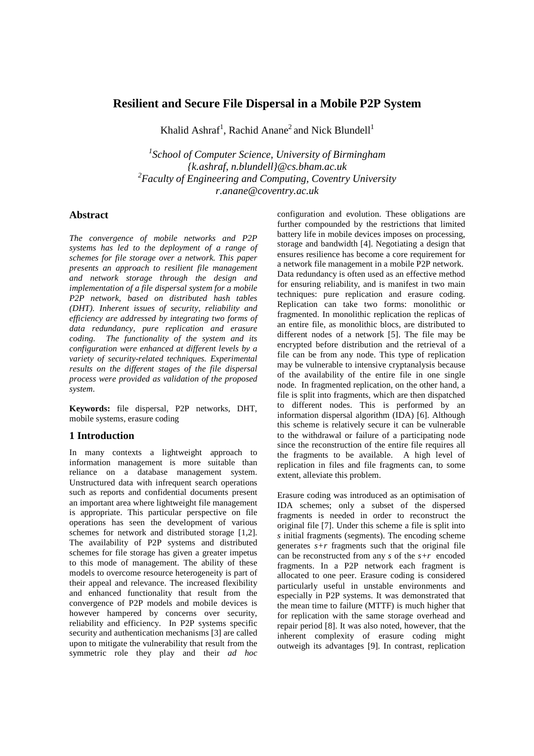# Resilient and Secure File Dispersal in a Mobile P2P System

Khalid Ashraf[1], Rachid Anane[2] and Nick Blundell[1]

[1]*School of Computer Science, University of Birmingham*
*{k.ashraf, n.blundell}@cs.bham.ac.uk*
[2]*Faculty of Engineering and Computing, Coventry University*
*r.anane@coventry.ac.uk*

## Abstract

*The convergence of mobile networks and P2P systems has led to the deployment of a range of schemes for file storage over a network. This paper presents an approach to resilient file management and network storage through the design and implementation of a file dispersal system for a mobile P2P network, based on distributed hash tables (DHT). Inherent issues of security, reliability and efficiency are addressed by integrating two forms of data redundancy, pure replication and erasure coding. The functionality of the system and its configuration were enhanced at different levels by a variety of security-related techniques. Experimental results on the different stages of the file dispersal process were provided as validation of the proposed system.*

**Keywords:** file dispersal, P2P networks, DHT, mobile systems, erasure coding

## 1 Introduction

In many contexts a lightweight approach to information management is more suitable than reliance on a database management system. Unstructured data with infrequent search operations such as reports and confidential documents present an important area where lightweight file management is appropriate. This particular perspective on file operations has seen the development of various schemes for network and distributed storage [1,2]. The availability of P2P systems and distributed schemes for file storage has given a greater impetus to this mode of management. The ability of these models to overcome resource heterogeneity is part of their appeal and relevance. The increased flexibility and enhanced functionality that result from the convergence of P2P models and mobile devices is however hampered by concerns over security, reliability and efficiency. In P2P systems specific security and authentication mechanisms [3] are called upon to mitigate the vulnerability that result from the symmetric role they play and their *ad hoc* configuration and evolution. These obligations are further compounded by the restrictions that limited battery life in mobile devices imposes on processing, storage and bandwidth [4]. Negotiating a design that ensures resilience has become a core requirement for a network file management in a mobile P2P network. Data redundancy is often used as an effective method for ensuring reliability, and is manifest in two main techniques: pure replication and erasure coding. Replication can take two forms: monolithic or fragmented. In monolithic replication the replicas of an entire file, as monolithic blocs, are distributed to different nodes of a network [5]. The file may be encrypted before distribution and the retrieval of a file can be from any node. This type of replication may be vulnerable to intensive cryptanalysis because of the availability of the entire file in one single node. In fragmented replication, on the other hand, a file is split into fragments, which are then dispatched to different nodes. This is performed by an information dispersal algorithm (IDA) [6]. Although this scheme is relatively secure it can be vulnerable to the withdrawal or failure of a participating node since the reconstruction of the entire file requires all the fragments to be available. A high level of replication in files and file fragments can, to some extent, alleviate this problem.

Erasure coding was introduced as an optimisation of IDA schemes; only a subset of the dispersed fragments is needed in order to reconstruct the original file [7]. Under this scheme a file is split into $s$ initial fragments (segments). The encoding scheme generates $s+r$ fragments such that the original file can be reconstructed from any $s$ of the $s+r$ encoded fragments. In a P2P network each fragment is allocated to one peer. Erasure coding is considered particularly useful in unstable environments and especially in P2P systems. It was demonstrated that the mean time to failure (MTTF) is much higher that for replication with the same storage overhead and repair period [8]. It was also noted, however, that the inherent complexity of erasure coding might outweigh its advantages [9]. In contrast, replication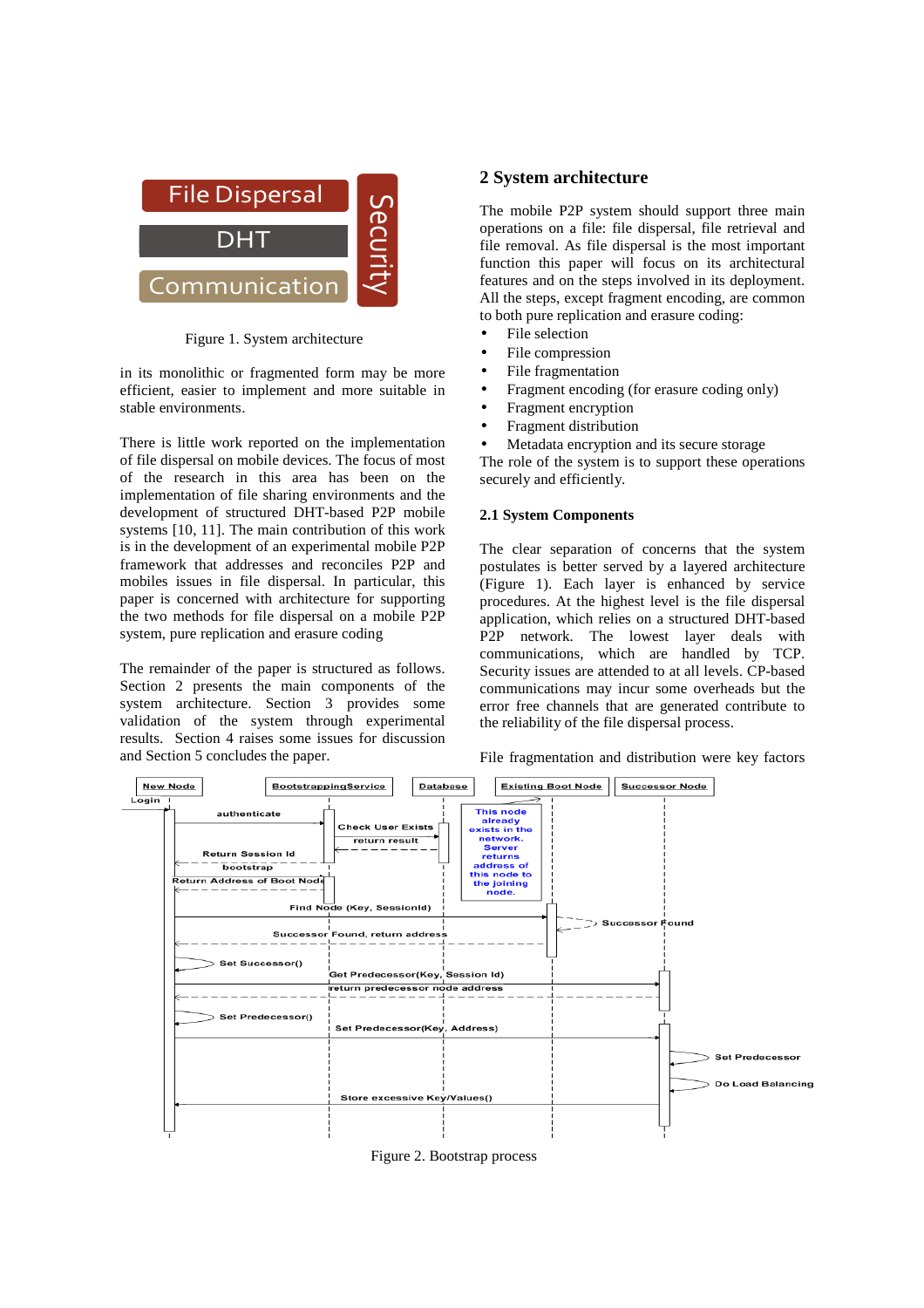Figure 1. System architecture

in its monolithic or fragmented form may be more efficient, easier to implement and more suitable in stable environments.

There is little work reported on the implementation of file dispersal on mobile devices. The focus of most of the research in this area has been on the implementation of file sharing environments and the development of structured DHT-based P2P mobile systems [10, 11]. The main contribution of this work is in the development of an experimental mobile P2P framework that addresses and reconciles P2P and mobiles issues in file dispersal. In particular, this paper is concerned with architecture for supporting the two methods for file dispersal on a mobile P2P system, pure replication and erasure coding

The remainder of the paper is structured as follows. Section 2 presents the main components of the system architecture. Section 3 provides some validation of the system through experimental results. Section 4 raises some issues for discussion and Section 5 concludes the paper.

## 2 System architecture

The mobile P2P system should support three main operations on a file: file dispersal, file retrieval and file removal. As file dispersal is the most important function this paper will focus on its architectural features and on the steps involved in its deployment. All the steps, except fragment encoding, are common to both pure replication and erasure coding:

- File selection
- File compression
- File fragmentation
- Fragment encoding (for erasure coding only)
- Fragment encryption
- Fragment distribution
- Metadata encryption and its secure storage

The role of the system is to support these operations securely and efficiently.

### 2.1 System Components

The clear separation of concerns that the system postulates is better served by a layered architecture (Figure 1). Each layer is enhanced by service procedures. At the highest level is the file dispersal application, which relies on a structured DHT-based P2P network. The lowest layer deals with communications, which are handled by TCP. Security issues are attended to at all levels. CP-based communications may incur some overheads but the error free channels that are generated contribute to the reliability of the file dispersal process.

File fragmentation and distribution were key factors

Figure 2. Bootstrap process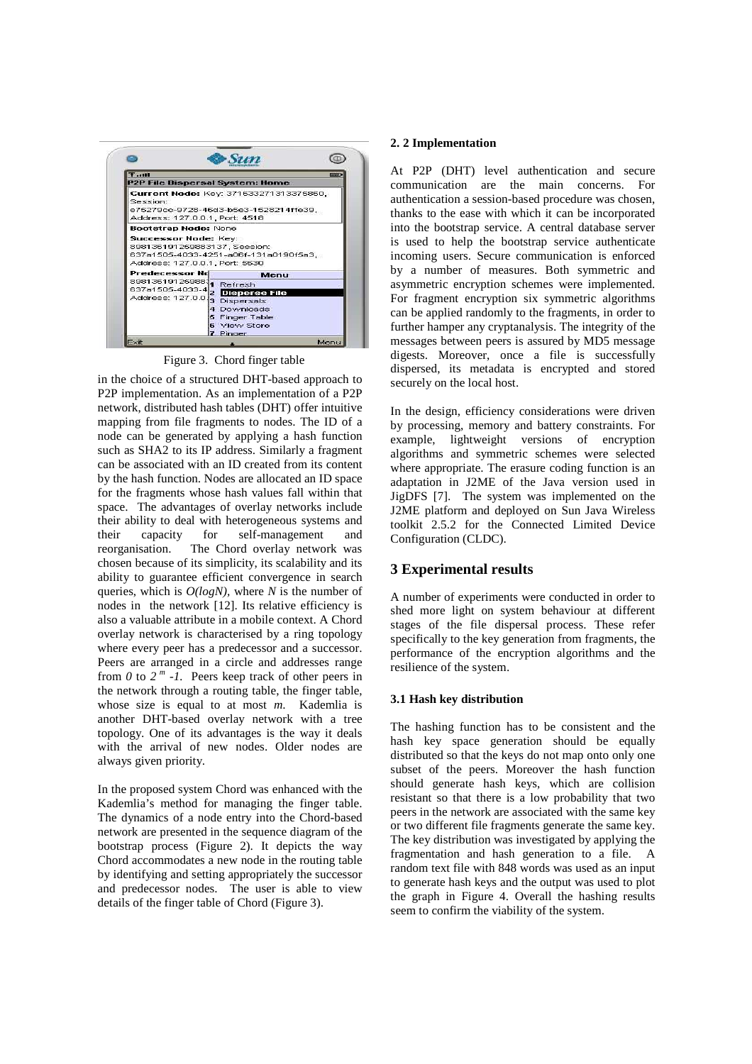Figure 3. Chord finger table

in the choice of a structured DHT-based approach to P2P implementation. As an implementation of a P2P network, distributed hash tables (DHT) offer intuitive mapping from file fragments to nodes. The ID of a node can be generated by applying a hash function such as SHA2 to its IP address. Similarly a fragment can be associated with an ID created from its content by the hash function. Nodes are allocated an ID space for the fragments whose hash values fall within that space. The advantages of overlay networks include their ability to deal with heterogeneous systems and their capacity for self-management and reorganisation. The Chord overlay network was chosen because of its simplicity, its scalability and its ability to guarantee efficient convergence in search queries, which is $O(logN)$, where $N$ is the number of nodes in the network [12]. Its relative efficiency is also a valuable attribute in a mobile context. A Chord overlay network is characterised by a ring topology where every peer has a predecessor and a successor. Peers are arranged in a circle and addresses range from $0$ to $2^m -1$. Peers keep track of other peers in the network through a routing table, the finger table, whose size is equal to at most $m$. Kademlia is another DHT-based overlay network with a tree topology. One of its advantages is the way it deals with the arrival of new nodes. Older nodes are always given priority.

In the proposed system Chord was enhanced with the Kademlia's method for managing the finger table. The dynamics of a node entry into the Chord-based network are presented in the sequence diagram of the bootstrap process (Figure 2). It depicts the way Chord accommodates a new node in the routing table by identifying and setting appropriately the successor and predecessor nodes. The user is able to view details of the finger table of Chord (Figure 3).

### 2. 2 Implementation

At P2P (DHT) level authentication and secure communication are the main concerns. For authentication a session-based procedure was chosen, thanks to the ease with which it can be incorporated into the bootstrap service. A central database server is used to help the bootstrap service authenticate incoming users. Secure communication is enforced by a number of measures. Both symmetric and asymmetric encryption schemes were implemented. For fragment encryption six symmetric algorithms can be applied randomly to the fragments, in order to further hamper any cryptanalysis. The integrity of the messages between peers is assured by MD5 message digests. Moreover, once a file is successfully dispersed, its metadata is encrypted and stored securely on the local host.

In the design, efficiency considerations were driven by processing, memory and battery constraints. For example, lightweight versions of encryption algorithms and symmetric schemes were selected where appropriate. The erasure coding function is an adaptation in J2ME of the Java version used in JigDFS [7]. The system was implemented on the J2ME platform and deployed on Sun Java Wireless toolkit 2.5.2 for the Connected Limited Device Configuration (CLDC).

## 3 Experimental results

A number of experiments were conducted in order to shed more light on system behaviour at different stages of the file dispersal process. These refer specifically to the key generation from fragments, the performance of the encryption algorithms and the resilience of the system.

### 3.1 Hash key distribution

The hashing function has to be consistent and the hash key space generation should be equally distributed so that the keys do not map onto only one subset of the peers. Moreover the hash function should generate hash keys, which are collision resistant so that there is a low probability that two peers in the network are associated with the same key or two different file fragments generate the same key. The key distribution was investigated by applying the fragmentation and hash generation to a file. A random text file with 848 words was used as an input to generate hash keys and the output was used to plot the graph in Figure 4. Overall the hashing results seem to confirm the viability of the system.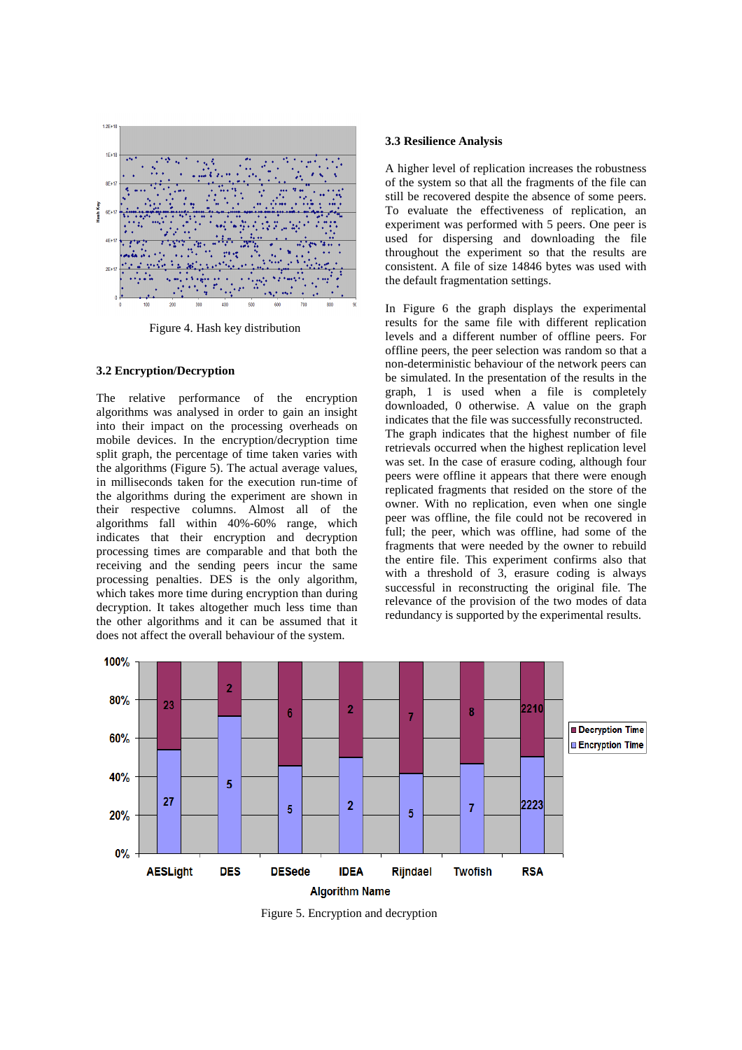Figure 4. Hash key distribution

### 3.2 Encryption/Decryption

The relative performance of the encryption algorithms was analysed in order to gain an insight into their impact on the processing overheads on mobile devices. In the encryption/decryption time split graph, the percentage of time taken varies with the algorithms (Figure 5). The actual average values, in milliseconds taken for the execution run-time of the algorithms during the experiment are shown in their respective columns. Almost all of the algorithms fall within 40%-60% range, which indicates that their encryption and decryption processing times are comparable and that both the receiving and the sending peers incur the same processing penalties. DES is the only algorithm, which takes more time during encryption than during decryption. It takes altogether much less time than the other algorithms and it can be assumed that it does not affect the overall behaviour of the system.

### 3.3 Resilience Analysis

A higher level of replication increases the robustness of the system so that all the fragments of the file can still be recovered despite the absence of some peers. To evaluate the effectiveness of replication, an experiment was performed with 5 peers. One peer is used for dispersing and downloading the file throughout the experiment so that the results are consistent. A file of size 14846 bytes was used with the default fragmentation settings.

In Figure 6 the graph displays the experimental results for the same file with different replication levels and a different number of offline peers. For offline peers, the peer selection was random so that a non-deterministic behaviour of the network peers can be simulated. In the presentation of the results in the graph, 1 is used when a file is completely downloaded, 0 otherwise. A value on the graph indicates that the file was successfully reconstructed. The graph indicates that the highest number of file retrievals occurred when the highest replication level was set. In the case of erasure coding, although four peers were offline it appears that there were enough replicated fragments that resided on the store of the owner. With no replication, even when one single peer was offline, the file could not be recovered in full; the peer, which was offline, had some of the fragments that were needed by the owner to rebuild the entire file. This experiment confirms also that with a threshold of 3, erasure coding is always successful in reconstructing the original file. The relevance of the provision of the two modes of data redundancy is supported by the experimental results.

Figure 5. Encryption and decryption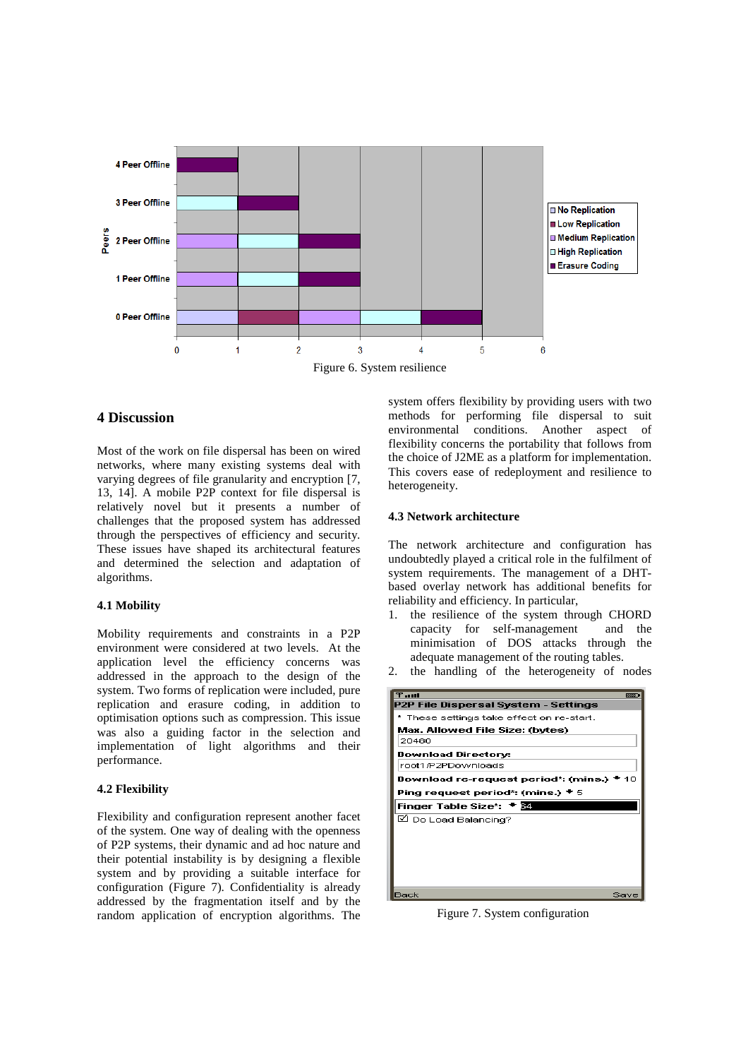Figure 6. System resilience

## 4 Discussion

Most of the work on file dispersal has been on wired networks, where many existing systems deal with varying degrees of file granularity and encryption [7, 13, 14]. A mobile P2P context for file dispersal is relatively novel but it presents a number of challenges that the proposed system has addressed through the perspectives of efficiency and security. These issues have shaped its architectural features and determined the selection and adaptation of algorithms.

### 4.1 Mobility

Mobility requirements and constraints in a P2P environment were considered at two levels. At the application level the efficiency concerns was addressed in the approach to the design of the system. Two forms of replication were included, pure replication and erasure coding, in addition to optimisation options such as compression. This issue was also a guiding factor in the selection and implementation of light algorithms and their performance.

### 4.2 Flexibility

Flexibility and configuration represent another facet of the system. One way of dealing with the openness of P2P systems, their dynamic and ad hoc nature and their potential instability is by designing a flexible system and by providing a suitable interface for configuration (Figure 7). Confidentiality is already addressed by the fragmentation itself and by the random application of encryption algorithms. The system offers flexibility by providing users with two methods for performing file dispersal to suit environmental conditions. Another aspect of flexibility concerns the portability that follows from the choice of J2ME as a platform for implementation. This covers ease of redeployment and resilience to heterogeneity.

### 4.3 Network architecture

The network architecture and configuration has undoubtedly played a critical role in the fulfilment of system requirements. The management of a DHT-based overlay network has additional benefits for reliability and efficiency. In particular,

1. the resilience of the system through CHORD capacity for self-management and the minimisation of DOS attacks through the adequate management of the routing tables.
2. the handling of the heterogeneity of nodes

Figure 7. System configuration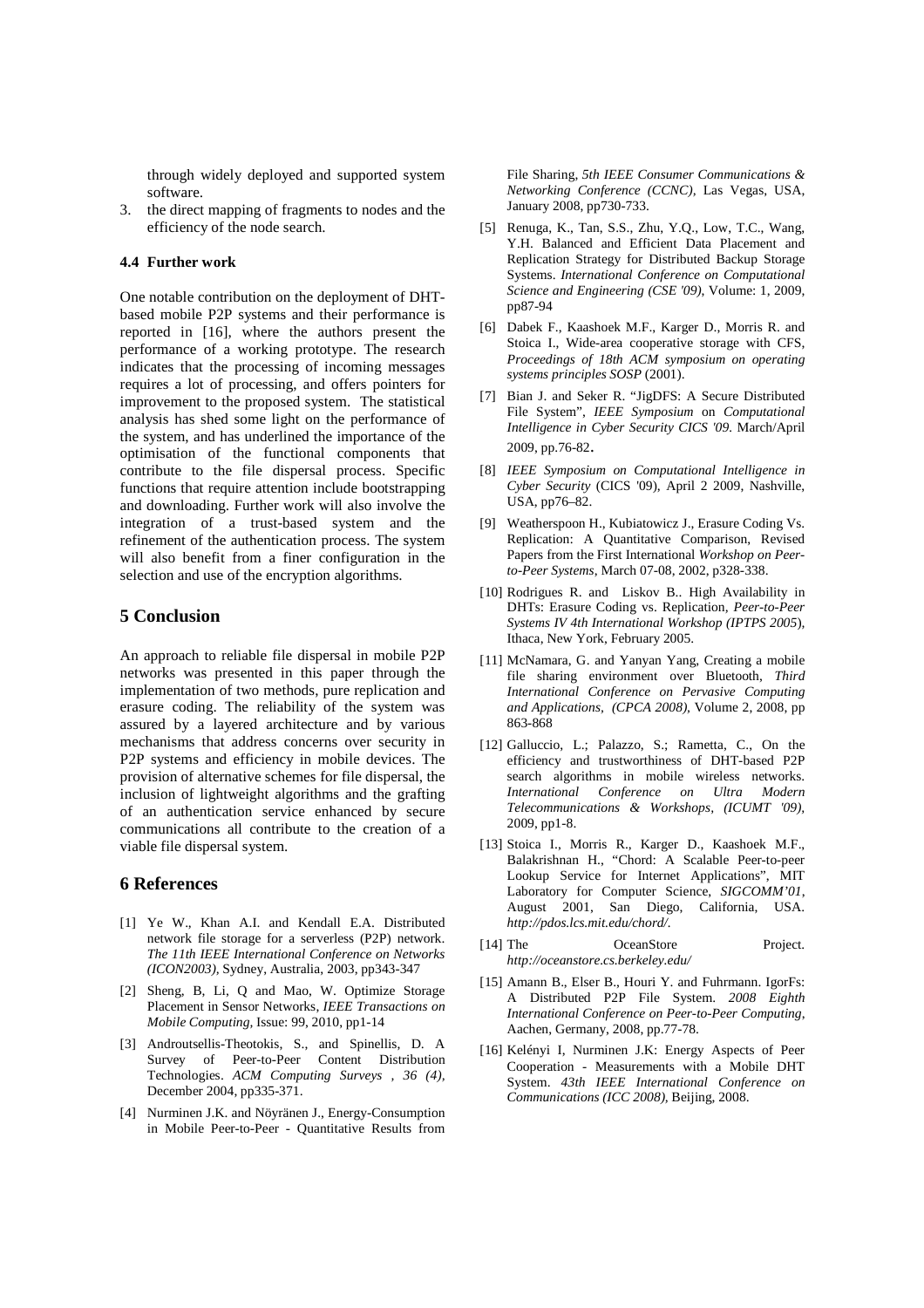through widely deployed and supported system software.

3. the direct mapping of fragments to nodes and the efficiency of the node search.

#### 4.4 Further work

One notable contribution on the deployment of DHT-based mobile P2P systems and their performance is reported in [16], where the authors present the performance of a working prototype. The research indicates that the processing of incoming messages requires a lot of processing, and offers pointers for improvement to the proposed system. The statistical analysis has shed some light on the performance of the system, and has underlined the importance of the optimisation of the functional components that contribute to the file dispersal process. Specific functions that require attention include bootstrapping and downloading. Further work will also involve the integration of a trust-based system and the refinement of the authentication process. The system will also benefit from a finer configuration in the selection and use of the encryption algorithms.

## 5 Conclusion

An approach to reliable file dispersal in mobile P2P networks was presented in this paper through the implementation of two methods, pure replication and erasure coding. The reliability of the system was assured by a layered architecture and by various mechanisms that address concerns over security in P2P systems and efficiency in mobile devices. The provision of alternative schemes for file dispersal, the inclusion of lightweight algorithms and the grafting of an authentication service enhanced by secure communications all contribute to the creation of a viable file dispersal system.

## 6 References

[1] Ye W., Khan A.I. and Kendall E.A. Distributed network file storage for a serverless (P2P) network. *The 11th IEEE International Conference on Networks (ICON2003)*, Sydney, Australia, 2003, pp343-347

[2] Sheng, B, Li, Q and Mao, W. Optimize Storage Placement in Sensor Networks, *IEEE Transactions on Mobile Computing*, Issue: 99, 2010, pp1-14

[3] Androutsellis-Theotokis, S., and Spinellis, D. A Survey of Peer-to-Peer Content Distribution Technologies. *ACM Computing Surveys , 36 (4)*, December 2004, pp335-371.

[4] Nurminen J.K. and Nöyränen J., Energy-Consumption in Mobile Peer-to-Peer - Quantitative Results from File Sharing, *5th IEEE Consumer Communications & Networking Conference (CCNC)*, Las Vegas, USA, January 2008, pp730-733.

[5] Renuga, K., Tan, S.S., Zhu, Y.Q., Low, T.C., Wang, Y.H. Balanced and Efficient Data Placement and Replication Strategy for Distributed Backup Storage Systems. *International Conference on Computational Science and Engineering (CSE '09)*, Volume: 1, 2009, pp87-94

[6] Dabek F., Kaashoek M.F., Karger D., Morris R. and Stoica I., Wide-area cooperative storage with CFS, *Proceedings of 18th ACM symposium on operating systems principles SOSP* (2001).

[7] Bian J. and Seker R. "JigDFS: A Secure Distributed File System", *IEEE Symposium* on *Computational Intelligence in Cyber Security CICS '09*. March/April 2009, pp.76-82.

[8] *IEEE Symposium on Computational Intelligence in Cyber Security* (CICS '09), April 2 2009, Nashville, USA, pp76–82.

[9] Weatherspoon H., Kubiatowicz J., Erasure Coding Vs. Replication: A Quantitative Comparison, Revised Papers from the First International *Workshop on Peer-to-Peer Systems*, March 07-08, 2002, p328-338.

[10] Rodrigues R. and Liskov B.. High Availability in DHTs: Erasure Coding vs. Replication, *Peer-to-Peer Systems IV 4th International Workshop (IPTPS 2005*), Ithaca, New York, February 2005.

[11] McNamara, G. and Yanyan Yang, Creating a mobile file sharing environment over Bluetooth, *Third International Conference on Pervasive Computing and Applications, (CPCA 2008)*, Volume 2, 2008, pp 863-868

[12] Galluccio, L.; Palazzo, S.; Rametta, C., On the efficiency and trustworthiness of DHT-based P2P search algorithms in mobile wireless networks. *International Conference on Ultra Modern Telecommunications & Workshops, (ICUMT '09)*, 2009, pp1-8.

[13] Stoica I., Morris R., Karger D., Kaashoek M.F., Balakrishnan H., "Chord: A Scalable Peer-to-peer Lookup Service for Internet Applications", MIT Laboratory for Computer Science, *SIGCOMM'01*, August 2001, San Diego, California, USA. *http://pdos.lcs.mit.edu/chord/*.

[14] The OceanStore Project. *http://oceanstore.cs.berkeley.edu/*

[15] Amann B., Elser B., Houri Y. and Fuhrmann. IgorFs: A Distributed P2P File System. *2008 Eighth International Conference on Peer-to-Peer Computing*, Aachen, Germany, 2008, pp.77-78.

[16] Kelényi I, Nurminen J.K: Energy Aspects of Peer Cooperation - Measurements with a Mobile DHT System. *43th IEEE International Conference on Communications (ICC 2008)*, Beijing, 2008.